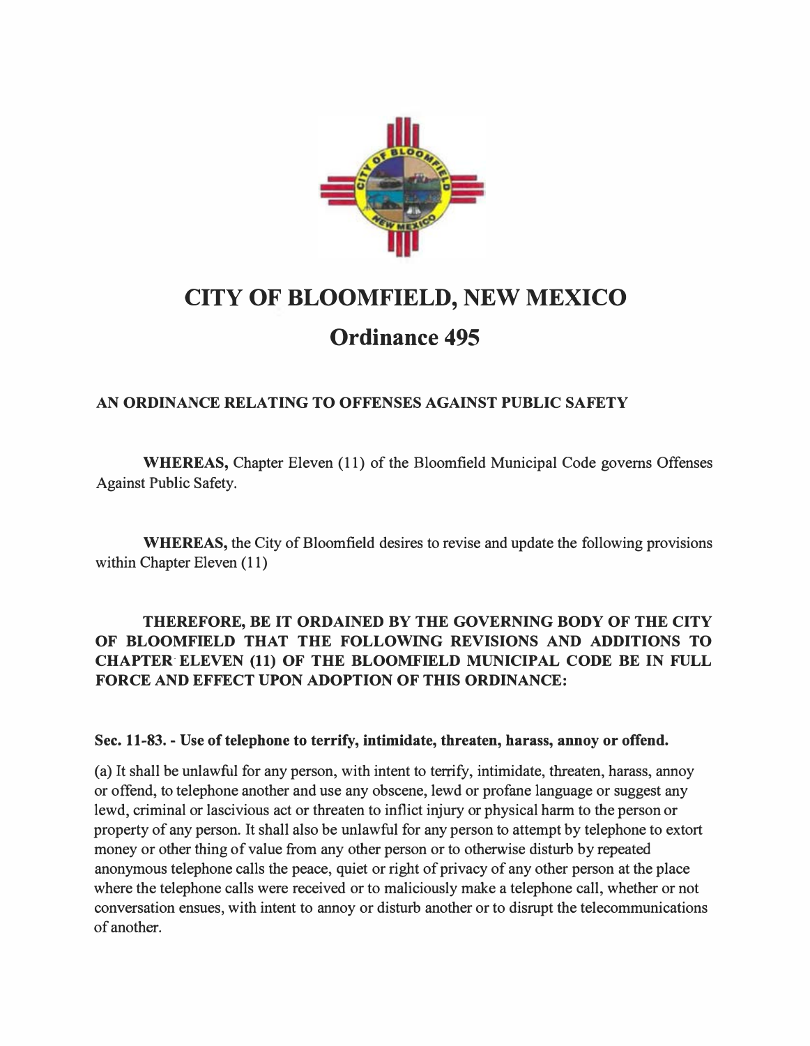# CITY OF BLOOMFIELD, NEW MEXICO

## Ordinance 495

**AN ORDINANCE RELATING TO OFFENSES AGAINST PUBLIC SAFETY**

**WHEREAS,** Chapter Eleven (11) of the Bloomfield Municipal Code governs Offenses Against Public Safety.

**WHEREAS,** the City of Bloomfield desires to revise and update the following provisions within Chapter Eleven (11)

**THEREFORE, BE IT ORDAINED BY THE GOVERNING BODY OF THE CITY OF BLOOMFIELD THAT THE FOLLOWING REVISIONS AND ADDITIONS TO CHAPTER ELEVEN (11) OF THE BLOOMFIELD MUNICIPAL CODE BE IN FULL FORCE AND EFFECT UPON ADOPTION OF THIS ORDINANCE:**

**Sec. 11-83. - Use of telephone to terrify, intimidate, threaten, harass, annoy or offend.**

(a) It shall be unlawful for any person, with intent to terrify, intimidate, threaten, harass, annoy or offend, to telephone another and use any obscene, lewd or profane language or suggest any lewd, criminal or lascivious act or threaten to inflict injury or physical harm to the person or property of any person. It shall also be unlawful for any person to attempt by telephone to extort money or other thing of value from any other person or to otherwise disturb by repeated anonymous telephone calls the peace, quiet or right of privacy of any other person at the place where the telephone calls were received or to maliciously make a telephone call, whether or not conversation ensues, with intent to annoy or disturb another or to disrupt the telecommunications of another.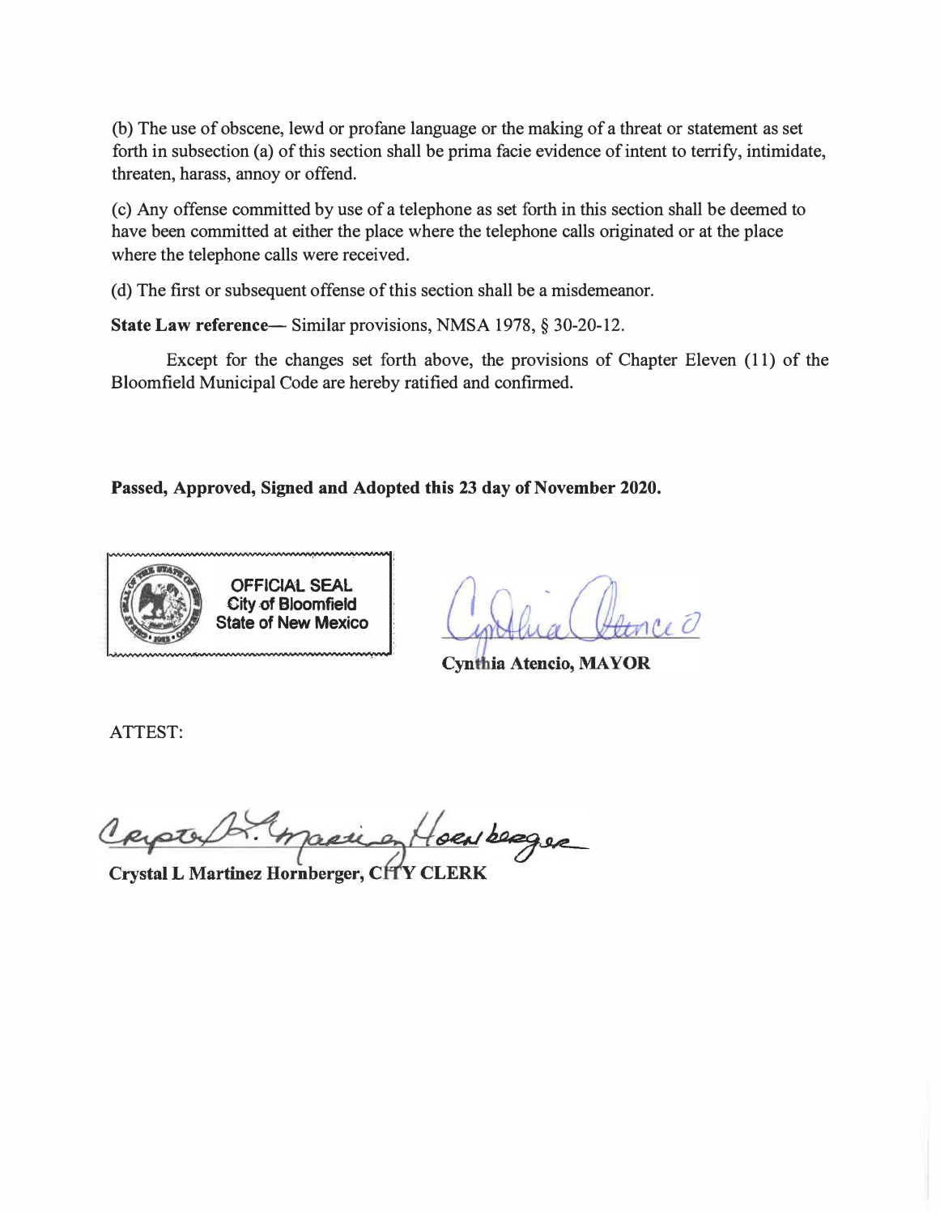(b) The use of obscene, lewd or profane language or the making of a threat or statement as set forth in subsection (a) of this section shall be prima facie evidence of intent to terrify, intimidate, threaten, harass, annoy or offend.

(c) Any offense committed by use of a telephone as set forth in this section shall be deemed to have been committed at either the place where the telephone calls originated or at the place where the telephone calls were received.

(d) The first or subsequent offense of this section shall be a misdemeanor.

**State Law reference**— Similar provisions, NMSA 1978, § 30-20-12.

Except for the changes set forth above, the provisions of Chapter Eleven (11) of the Bloomfield Municipal Code are hereby ratified and confirmed.

**Passed, Approved, Signed and Adopted this 23 day of November 2020.**

OFFICIAL SEAL
City of Bloomfield
State of New Mexico

**Cynthia Atencio, MAYOR**

ATTEST:

**Crystal L Martinez Hornberger, CITY CLERK**